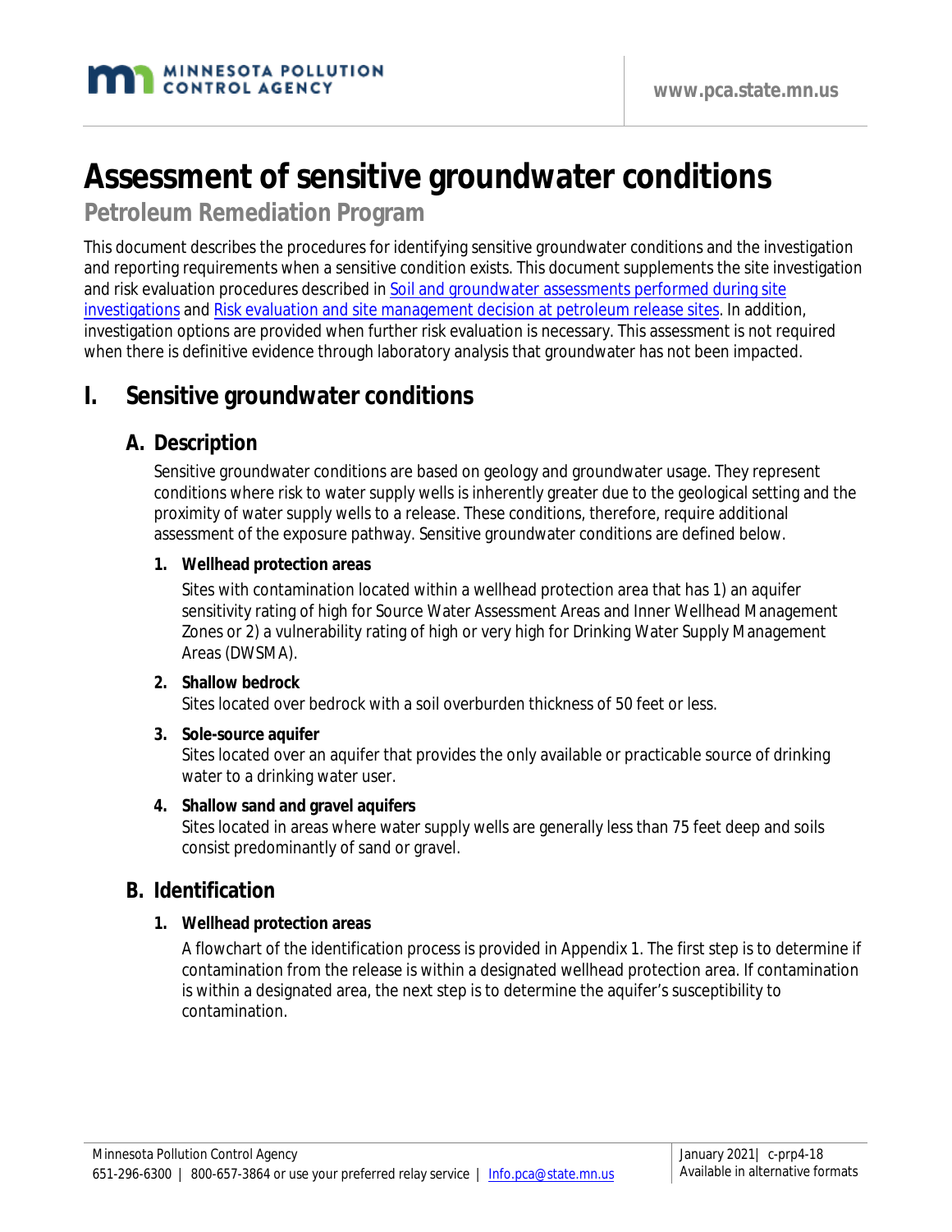# Assessment of sensitive groundwater conditions

## Petroleum Remediation Program

This document describes the procedures for identifying sensitive groundwater conditions and the investigation and reporting requirements when a sensitive condition exists. This document supplements the site investigation and risk evaluation procedures described in [Soil and groundwater assessments performed during site investigations]() and [Risk evaluation and site management decision at petroleum release sites](). In addition, investigation options are provided when further risk evaluation is necessary. This assessment is not required when there is definitive evidence through laboratory analysis that groundwater has not been impacted.

## I. Sensitive groundwater conditions

### A. Description

Sensitive groundwater conditions are based on geology and groundwater usage. They represent conditions where risk to water supply wells is inherently greater due to the geological setting and the proximity of water supply wells to a release. These conditions, therefore, require additional assessment of the exposure pathway. Sensitive groundwater conditions are defined below.

1. **Wellhead protection areas**

   Sites with contamination located within a wellhead protection area that has 1) an aquifer sensitivity rating of high for Source Water Assessment Areas and Inner Wellhead Management Zones or 2) a vulnerability rating of high or very high for Drinking Water Supply Management Areas (DWSMA).

2. **Shallow bedrock**

   Sites located over bedrock with a soil overburden thickness of 50 feet or less.

3. **Sole-source aquifer**

   Sites located over an aquifer that provides the only available or practicable source of drinking water to a drinking water user.

4. **Shallow sand and gravel aquifers**

   Sites located in areas where water supply wells are generally less than 75 feet deep and soils consist predominantly of sand or gravel.

### B. Identification

1. **Wellhead protection areas**

   A flowchart of the identification process is provided in Appendix 1. The first step is to determine if contamination from the release is within a designated wellhead protection area. If contamination is within a designated area, the next step is to determine the aquifer's susceptibility to contamination.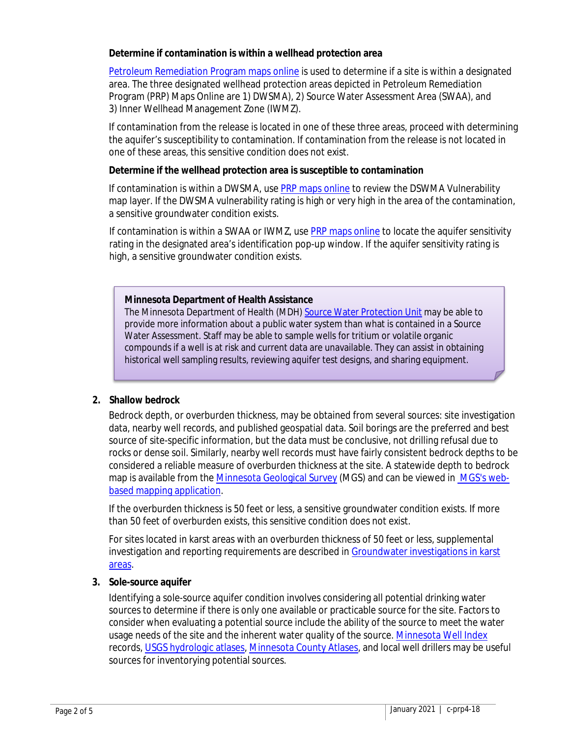**Determine if contamination is within a wellhead protection area**

Petroleum Remediation Program maps online is used to determine if a site is within a designated area. The three designated wellhead protection areas depicted in Petroleum Remediation Program (PRP) Maps Online are 1) DWSMA), 2) Source Water Assessment Area (SWAA), and 3) Inner Wellhead Management Zone (IWMZ).

If contamination from the release is located in one of these three areas, proceed with determining the aquifer's susceptibility to contamination. If contamination from the release is not located in one of these areas, this sensitive condition does not exist.

**Determine if the wellhead protection area is susceptible to contamination**

If contamination is within a DWSMA, use PRP maps online to review the DSWMA Vulnerability map layer. If the DWSMA vulnerability rating is high or very high in the area of the contamination, a sensitive groundwater condition exists.

If contamination is within a SWAA or IWMZ, use PRP maps online to locate the aquifer sensitivity rating in the designated area's identification pop-up window. If the aquifer sensitivity rating is high, a sensitive groundwater condition exists.

> **Minnesota Department of Health Assistance**
> The Minnesota Department of Health (MDH) Source Water Protection Unit may be able to provide more information about a public water system than what is contained in a Source Water Assessment. Staff may be able to sample wells for tritium or volatile organic compounds if a well is at risk and current data are unavailable. They can assist in obtaining historical well sampling results, reviewing aquifer test designs, and sharing equipment.

2. **Shallow bedrock**

   Bedrock depth, or overburden thickness, may be obtained from several sources: site investigation data, nearby well records, and published geospatial data. Soil borings are the preferred and best source of site-specific information, but the data must be conclusive, not drilling refusal due to rocks or dense soil. Similarly, nearby well records must have fairly consistent bedrock depths to be considered a reliable measure of overburden thickness at the site. A statewide depth to bedrock map is available from the Minnesota Geological Survey (MGS) and can be viewed in MGS's web-based mapping application.

   If the overburden thickness is 50 feet or less, a sensitive groundwater condition exists. If more than 50 feet of overburden exists, this sensitive condition does not exist.

   For sites located in karst areas with an overburden thickness of 50 feet or less, supplemental investigation and reporting requirements are described in Groundwater investigations in karst areas.

3. **Sole-source aquifer**

   Identifying a sole-source aquifer condition involves considering all potential drinking water sources to determine if there is only one available or practicable source for the site. Factors to consider when evaluating a potential source include the ability of the source to meet the water usage needs of the site and the inherent water quality of the source. Minnesota Well Index records, USGS hydrologic atlases, Minnesota County Atlases, and local well drillers may be useful sources for inventorying potential sources.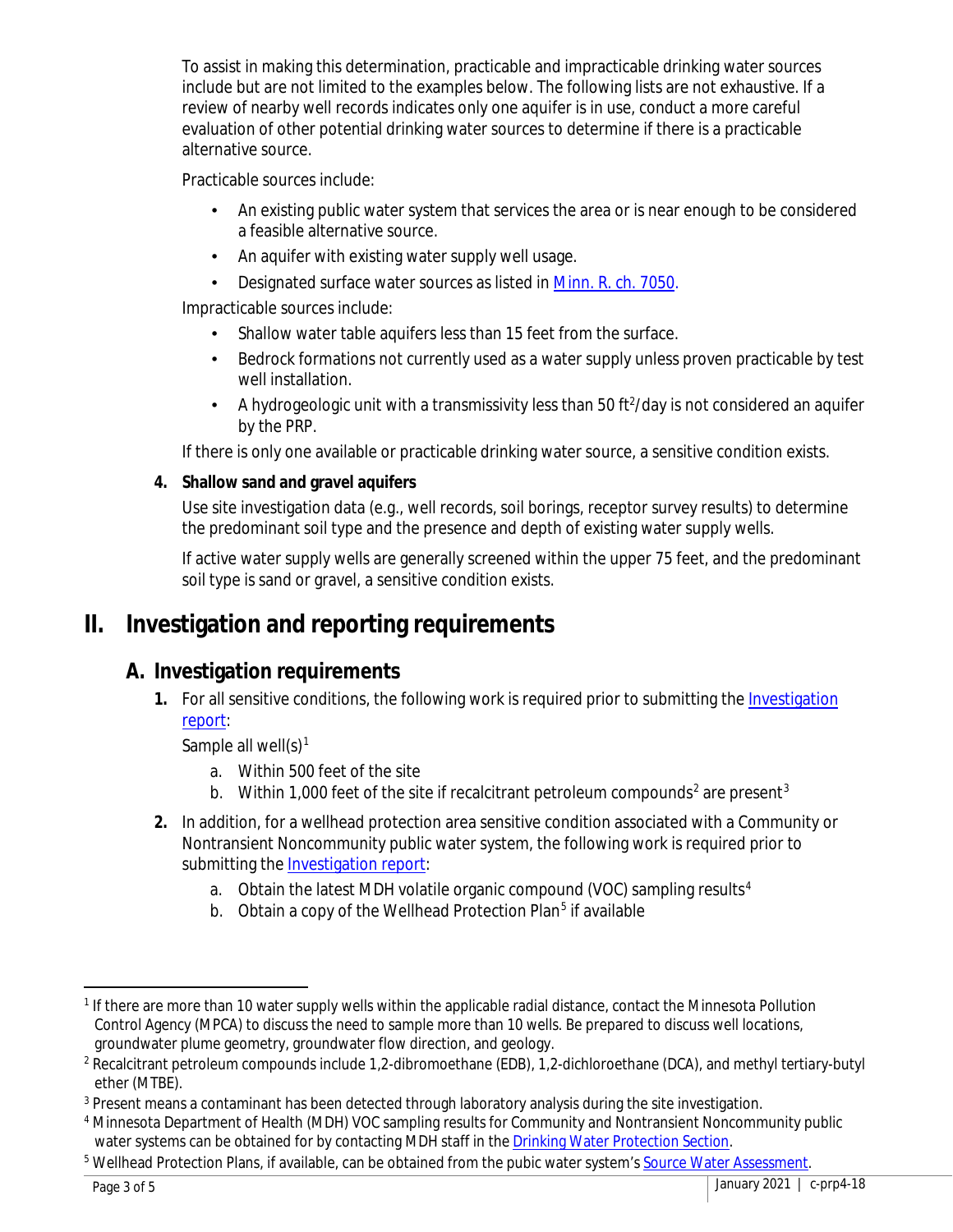To assist in making this determination, practicable and impracticable drinking water sources include but are not limited to the examples below. The following lists are not exhaustive. If a review of nearby well records indicates only one aquifer is in use, conduct a more careful evaluation of other potential drinking water sources to determine if there is a practicable alternative source.

Practicable sources include:

- An existing public water system that services the area or is near enough to be considered a feasible alternative source.
- An aquifer with existing water supply well usage.
- Designated surface water sources as listed in Minn. R. ch. 7050.

Impracticable sources include:

- Shallow water table aquifers less than 15 feet from the surface.
- Bedrock formations not currently used as a water supply unless proven practicable by test well installation.
- A hydrogeologic unit with a transmissivity less than 50 $ft^2$/day is not considered an aquifer by the PRP.

If there is only one available or practicable drinking water source, a sensitive condition exists.

**4. Shallow sand and gravel aquifers**

Use site investigation data (e.g., well records, soil borings, receptor survey results) to determine the predominant soil type and the presence and depth of existing water supply wells.

If active water supply wells are generally screened within the upper 75 feet, and the predominant soil type is sand or gravel, a sensitive condition exists.

# II. Investigation and reporting requirements

## A. Investigation requirements

1. For all sensitive conditions, the following work is required prior to submitting the Investigation report:

   Sample all well(s)[1]

   a. Within 500 feet of the site
   b. Within 1,000 feet of the site if recalcitrant petroleum compounds[2] are present[3]

2. In addition, for a wellhead protection area sensitive condition associated with a Community or Nontransient Noncommunity public water system, the following work is required prior to submitting the Investigation report:

   a. Obtain the latest MDH volatile organic compound (VOC) sampling results[4]
   b. Obtain a copy of the Wellhead Protection Plan[5] if available

---

[1] If there are more than 10 water supply wells within the applicable radial distance, contact the Minnesota Pollution Control Agency (MPCA) to discuss the need to sample more than 10 wells. Be prepared to discuss well locations, groundwater plume geometry, groundwater flow direction, and geology.

[2] Recalcitrant petroleum compounds include 1,2-dibromoethane (EDB), 1,2-dichloroethane (DCA), and methyl tertiary-butyl ether (MTBE).

[3] Present means a contaminant has been detected through laboratory analysis during the site investigation.

[4] Minnesota Department of Health (MDH) VOC sampling results for Community and Nontransient Noncommunity public water systems can be obtained for by contacting MDH staff in the Drinking Water Protection Section.

[5] Wellhead Protection Plans, if available, can be obtained from the pubic water system's Source Water Assessment.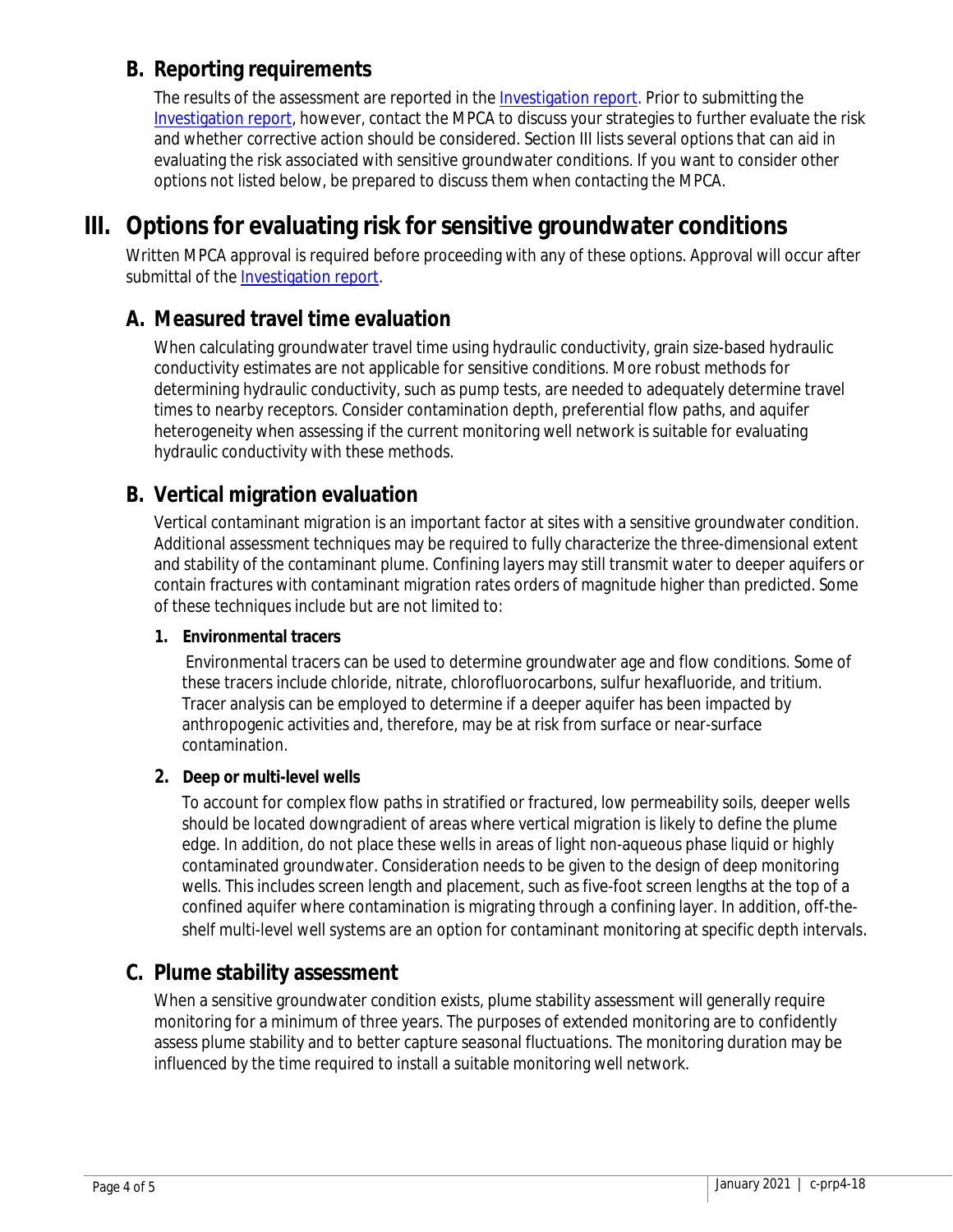## B. Reporting requirements

The results of the assessment are reported in the [Investigation report](). Prior to submitting the [Investigation report](), however, contact the MPCA to discuss your strategies to further evaluate the risk and whether corrective action should be considered. Section III lists several options that can aid in evaluating the risk associated with sensitive groundwater conditions. If you want to consider other options not listed below, be prepared to discuss them when contacting the MPCA.

# III. Options for evaluating risk for sensitive groundwater conditions

Written MPCA approval is required before proceeding with any of these options. Approval will occur after submittal of the [Investigation report]().

## A. Measured travel time evaluation

When calculating groundwater travel time using hydraulic conductivity, grain size-based hydraulic conductivity estimates are not applicable for sensitive conditions. More robust methods for determining hydraulic conductivity, such as pump tests, are needed to adequately determine travel times to nearby receptors. Consider contamination depth, preferential flow paths, and aquifer heterogeneity when assessing if the current monitoring well network is suitable for evaluating hydraulic conductivity with these methods.

## B. Vertical migration evaluation

Vertical contaminant migration is an important factor at sites with a sensitive groundwater condition. Additional assessment techniques may be required to fully characterize the three-dimensional extent and stability of the contaminant plume. Confining layers may still transmit water to deeper aquifers or contain fractures with contaminant migration rates orders of magnitude higher than predicted. Some of these techniques include but are not limited to:

### 1. Environmental tracers

Environmental tracers can be used to determine groundwater age and flow conditions. Some of these tracers include chloride, nitrate, chlorofluorocarbons, sulfur hexafluoride, and tritium. Tracer analysis can be employed to determine if a deeper aquifer has been impacted by anthropogenic activities and, therefore, may be at risk from surface or near-surface contamination.

### 2. Deep or multi-level wells

To account for complex flow paths in stratified or fractured, low permeability soils, deeper wells should be located downgradient of areas where vertical migration is likely to define the plume edge. In addition, do not place these wells in areas of light non-aqueous phase liquid or highly contaminated groundwater. Consideration needs to be given to the design of deep monitoring wells. This includes screen length and placement, such as five-foot screen lengths at the top of a confined aquifer where contamination is migrating through a confining layer. In addition, off-the-shelf multi-level well systems are an option for contaminant monitoring at specific depth intervals.

## C. Plume stability assessment

When a sensitive groundwater condition exists, plume stability assessment will generally require monitoring for a minimum of three years. The purposes of extended monitoring are to confidently assess plume stability and to better capture seasonal fluctuations. The monitoring duration may be influenced by the time required to install a suitable monitoring well network.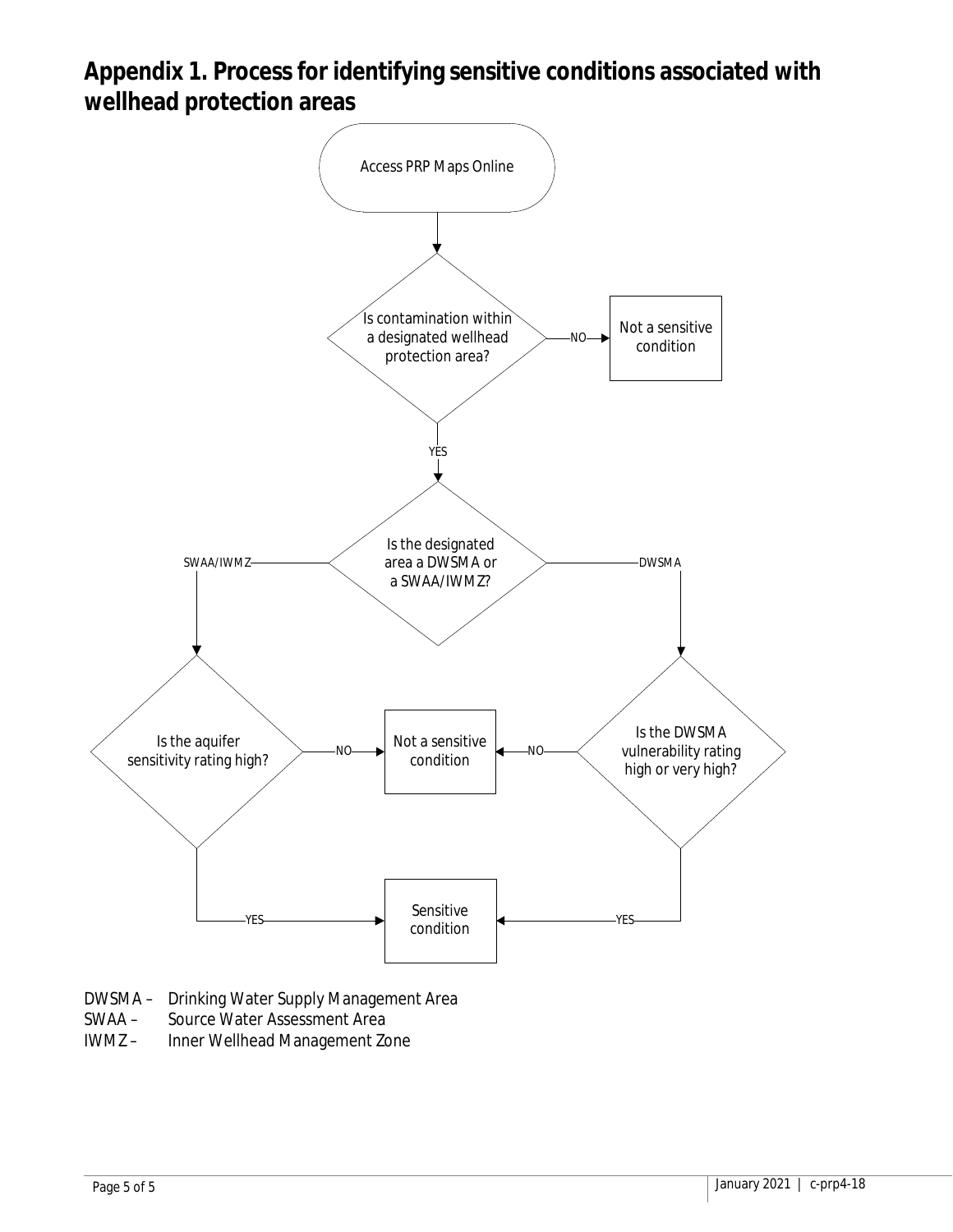# Appendix 1. Process for identifying sensitive conditions associated with wellhead protection areas

Access PRP Maps Online

Is contamination within a designated wellhead protection area?

NO

Not a sensitive condition

YES

Is the designated area a DWSMA or a SWAA/IWMZ?

SWAA/IWMZ

DWSMA

Is the aquifer sensitivity rating high?

NO

Not a sensitive condition

NO

Is the DWSMA vulnerability rating high or very high?

YES

Sensitive condition

YES

DWSMA – Drinking Water Supply Management Area
SWAA – Source Water Assessment Area
IWMZ – Inner Wellhead Management Zone